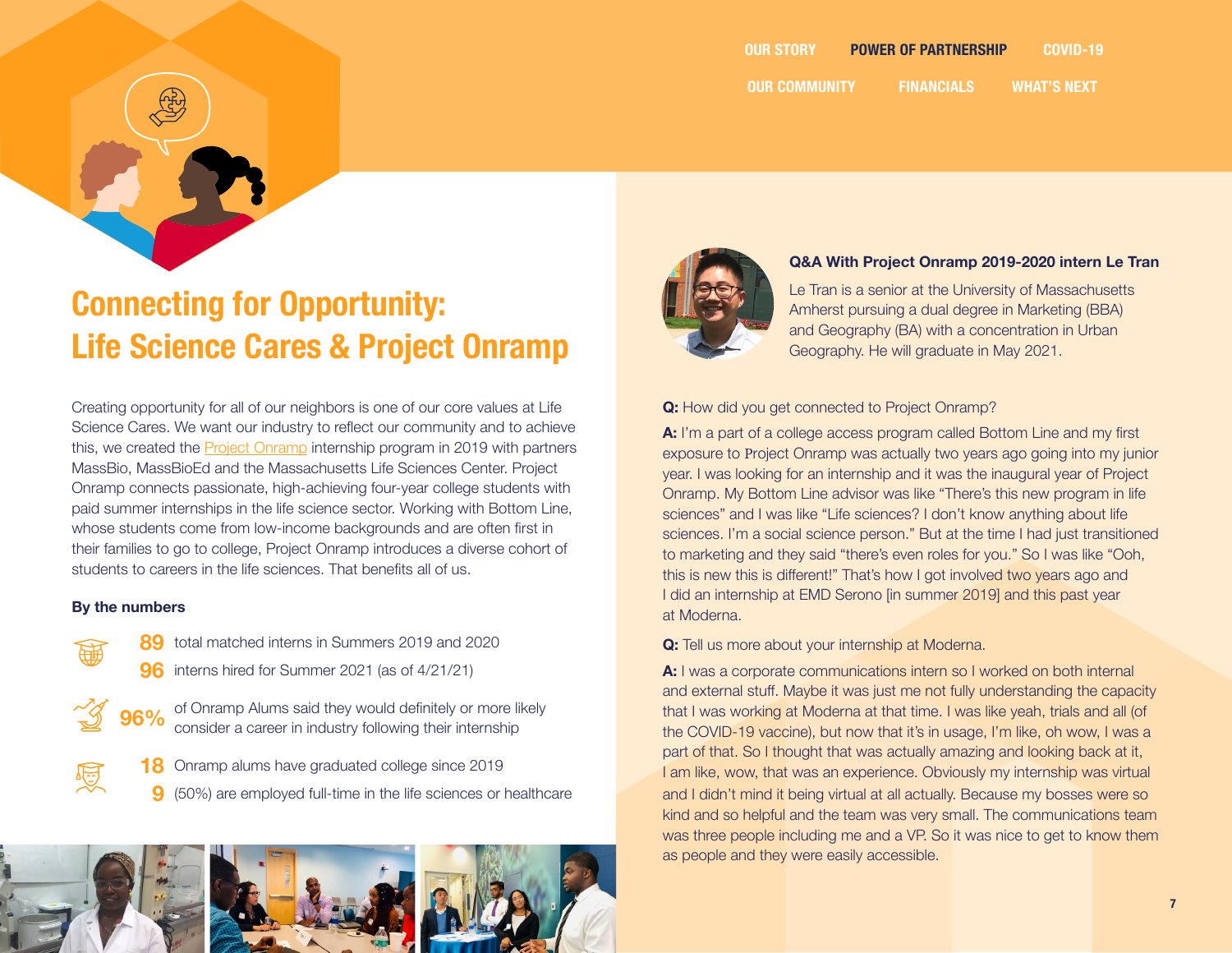# Connecting for Opportunity: Life Science Cares & Project Onramp

Creating opportunity for all of our neighbors is one of our core values at Life Science Cares. We want our industry to reflect our community and to achieve this, we created the Project Onramp internship program in 2019 with partners MassBio, MassBioEd and the Massachusetts Life Sciences Center. Project Onramp connects passionate, high-achieving four-year college students with paid summer internships in the life science sector. Working with Bottom Line, whose students come from low-income backgrounds and are often first in their families to go to college, Project Onramp introduces a diverse cohort of students to careers in the life sciences. That benefits all of us.

**By the numbers**

- **89** total matched interns in Summers 2019 and 2020
- **96** interns hired for Summer 2021 (as of 4/21/21)
- **96%** of Onramp Alums said they would definitely or more likely consider a career in industry following their internship
- **18** Onramp alums have graduated college since 2019
- **9** (50%) are employed full-time in the life sciences or healthcare

### Q&A With Project Onramp 2019-2020 intern Le Tran

Le Tran is a senior at the University of Massachusetts Amherst pursuing a dual degree in Marketing (BBA) and Geography (BA) with a concentration in Urban Geography. He will graduate in May 2021.

**Q:** How did you get connected to Project Onramp?

**A:** I'm a part of a college access program called Bottom Line and my first exposure to Project Onramp was actually two years ago going into my junior year. I was looking for an internship and it was the inaugural year of Project Onramp. My Bottom Line advisor was like "There's this new program in life sciences" and I was like "Life sciences? I don't know anything about life sciences. I'm a social science person." But at the time I had just transitioned to marketing and they said "there's even roles for you." So I was like "Ooh, this is new this is different!" That's how I got involved two years ago and I did an internship at EMD Serono [in summer 2019] and this past year at Moderna.

**Q:** Tell us more about your internship at Moderna.

**A:** I was a corporate communications intern so I worked on both internal and external stuff. Maybe it was just me not fully understanding the capacity that I was working at Moderna at that time. I was like yeah, trials and all (of the COVID-19 vaccine), but now that it's in usage, I'm like, oh wow, I was a part of that. So I thought that was actually amazing and looking back at it, I am like, wow, that was an experience. Obviously my internship was virtual and I didn't mind it being virtual at all actually. Because my bosses were so kind and so helpful and the team was very small. The communications team was three people including me and a VP. So it was nice to get to know them as people and they were easily accessible.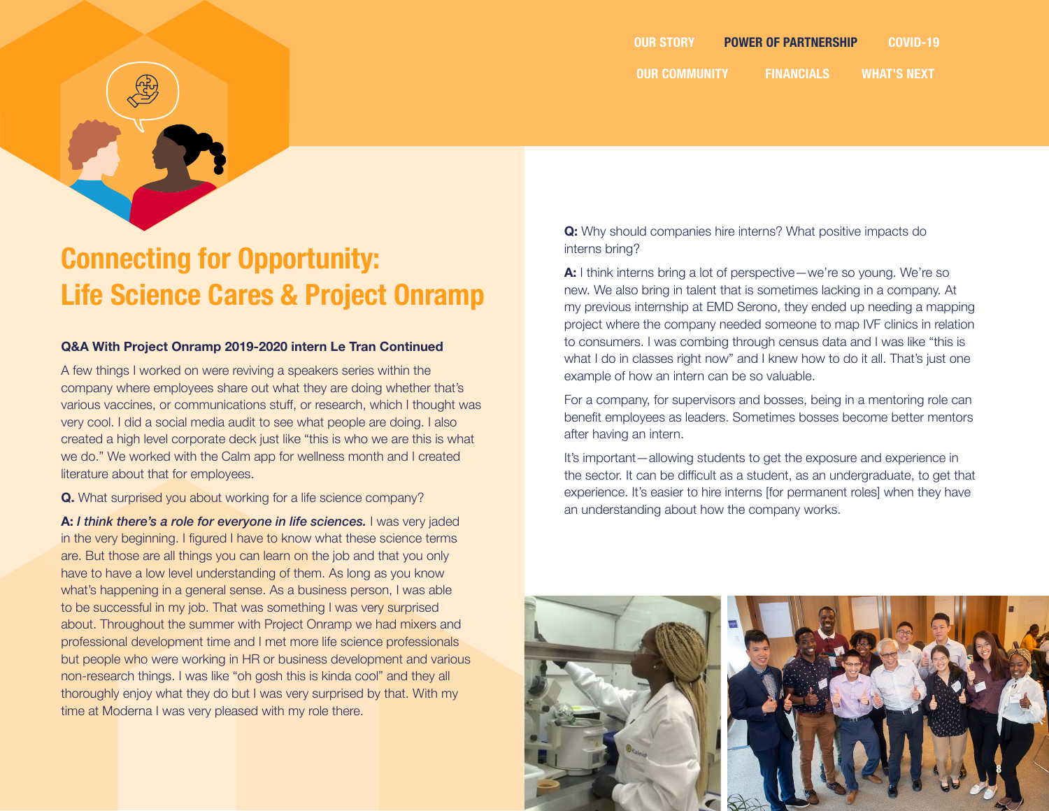# Connecting for Opportunity: Life Science Cares & Project Onramp

**Q&A With Project Onramp 2019-2020 intern Le Tran Continued**

A few things I worked on were reviving a speakers series within the company where employees share out what they are doing whether that's various vaccines, or communications stuff, or research, which I thought was very cool. I did a social media audit to see what people are doing. I also created a high level corporate deck just like "this is who we are this is what we do." We worked with the Calm app for wellness month and I created literature about that for employees.

**Q.** What surprised you about working for a life science company?

**A:** ***I think there's a role for everyone in life sciences.*** I was very jaded in the very beginning. I figured I have to know what these science terms are. But those are all things you can learn on the job and that you only have to have a low level understanding of them. As long as you know what's happening in a general sense. As a business person, I was able to be successful in my job. That was something I was very surprised about. Throughout the summer with Project Onramp we had mixers and professional development time and I met more life science professionals but people who were working in HR or business development and various non-research things. I was like "oh gosh this is kinda cool" and they all thoroughly enjoy what they do but I was very surprised by that. With my time at Moderna I was very pleased with my role there.

**Q:** Why should companies hire interns? What positive impacts do interns bring?

**A:** I think interns bring a lot of perspective—we're so young. We're so new. We also bring in talent that is sometimes lacking in a company. At my previous internship at EMD Serono, they ended up needing a mapping project where the company needed someone to map IVF clinics in relation to consumers. I was combing through census data and I was like "this is what I do in classes right now" and I knew how to do it all. That's just one example of how an intern can be so valuable.

For a company, for supervisors and bosses, being in a mentoring role can benefit employees as leaders. Sometimes bosses become better mentors after having an intern.

It's important—allowing students to get the exposure and experience in the sector. It can be difficult as a student, as an undergraduate, to get that experience. It's easier to hire interns [for permanent roles] when they have an understanding about how the company works.